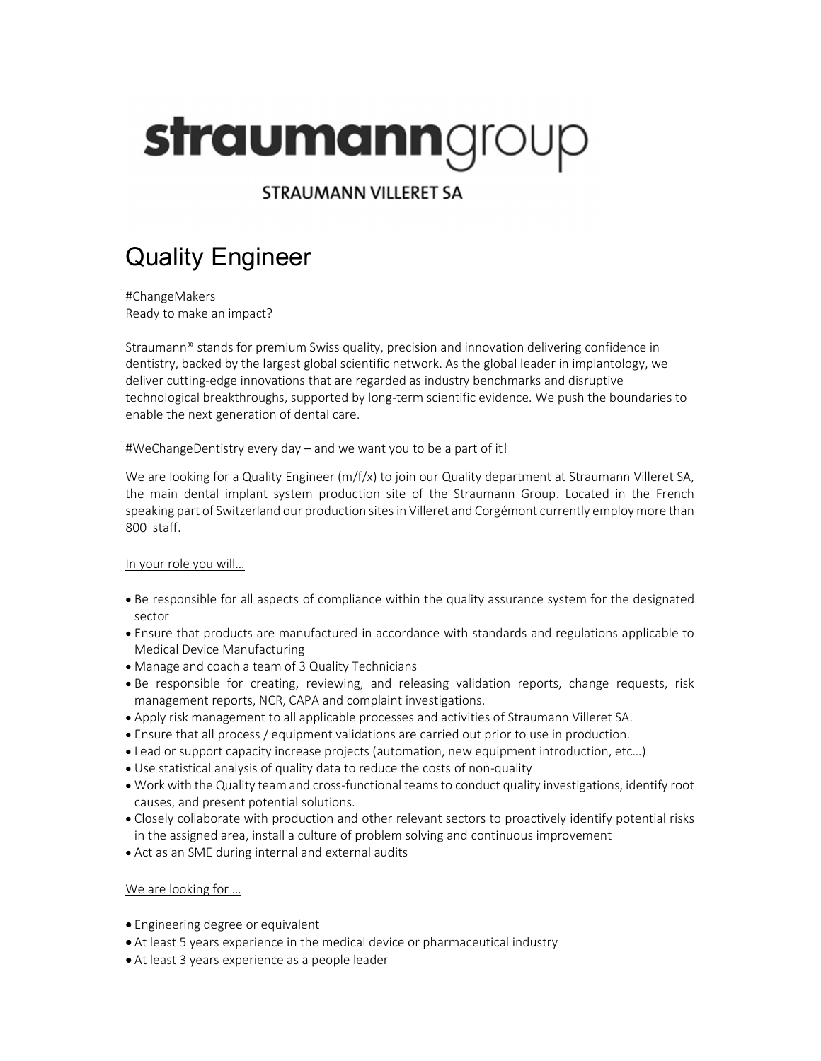**straumanngroup**

**STRAUMANN VILLERET SA**

# Quality Engineer

#ChangeMakers
Ready to make an impact?

Straumann® stands for premium Swiss quality, precision and innovation delivering confidence in dentistry, backed by the largest global scientific network. As the global leader in implantology, we deliver cutting-edge innovations that are regarded as industry benchmarks and disruptive technological breakthroughs, supported by long-term scientific evidence. We push the boundaries to enable the next generation of dental care.

#WeChangeDentistry every day – and we want you to be a part of it!

We are looking for a Quality Engineer (m/f/x) to join our Quality department at Straumann Villeret SA, the main dental implant system production site of the Straumann Group. Located in the French speaking part of Switzerland our production sites in Villeret and Corgémont currently employ more than 800 staff.

<u>In your role you will…</u>

- Be responsible for all aspects of compliance within the quality assurance system for the designated sector
- Ensure that products are manufactured in accordance with standards and regulations applicable to Medical Device Manufacturing
- Manage and coach a team of 3 Quality Technicians
- Be responsible for creating, reviewing, and releasing validation reports, change requests, risk management reports, NCR, CAPA and complaint investigations.
- Apply risk management to all applicable processes and activities of Straumann Villeret SA.
- Ensure that all process / equipment validations are carried out prior to use in production.
- Lead or support capacity increase projects (automation, new equipment introduction, etc…)
- Use statistical analysis of quality data to reduce the costs of non-quality
- Work with the Quality team and cross-functional teams to conduct quality investigations, identify root causes, and present potential solutions.
- Closely collaborate with production and other relevant sectors to proactively identify potential risks in the assigned area, install a culture of problem solving and continuous improvement
- Act as an SME during internal and external audits

<u>We are looking for …</u>

- Engineering degree or equivalent
- At least 5 years experience in the medical device or pharmaceutical industry
- At least 3 years experience as a people leader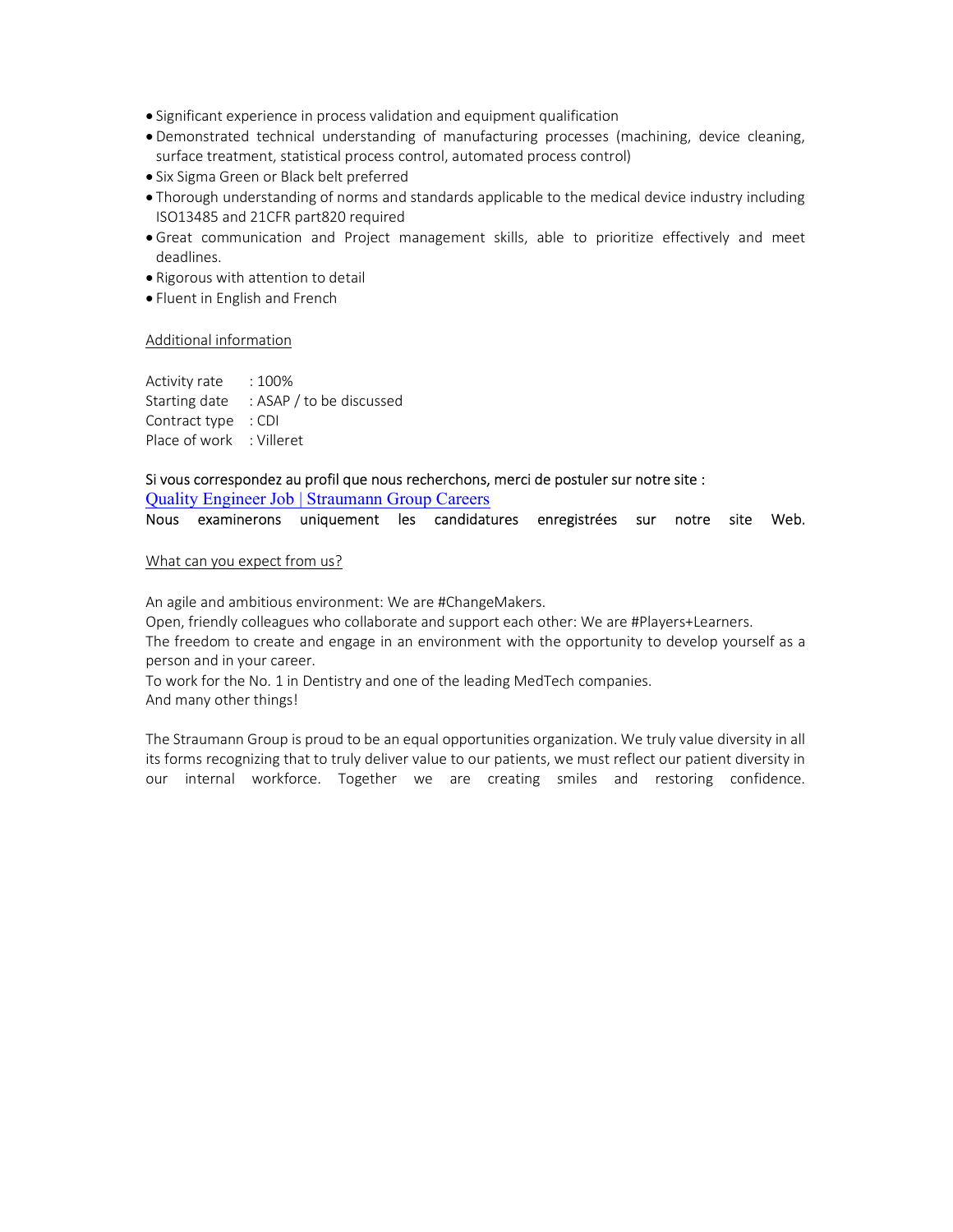- Significant experience in process validation and equipment qualification
- Demonstrated technical understanding of manufacturing processes (machining, device cleaning, surface treatment, statistical process control, automated process control)
- Six Sigma Green or Black belt preferred
- Thorough understanding of norms and standards applicable to the medical device industry including ISO13485 and 21CFR part820 required
- Great communication and Project management skills, able to prioritize effectively and meet deadlines.
- Rigorous with attention to detail
- Fluent in English and French

Additional information

Activity rate : 100%
Starting date : ASAP / to be discussed
Contract type : CDI
Place of work : Villeret

Si vous correspondez au profil que nous recherchons, merci de postuler sur notre site :
Quality Engineer Job | Straumann Group Careers
Nous examinerons uniquement les candidatures enregistrées sur notre site Web.

What can you expect from us?

An agile and ambitious environment: We are #ChangeMakers.
Open, friendly colleagues who collaborate and support each other: We are #Players+Learners.
The freedom to create and engage in an environment with the opportunity to develop yourself as a person and in your career.
To work for the No. 1 in Dentistry and one of the leading MedTech companies.
And many other things!

The Straumann Group is proud to be an equal opportunities organization. We truly value diversity in all its forms recognizing that to truly deliver value to our patients, we must reflect our patient diversity in our internal workforce. Together we are creating smiles and restoring confidence.